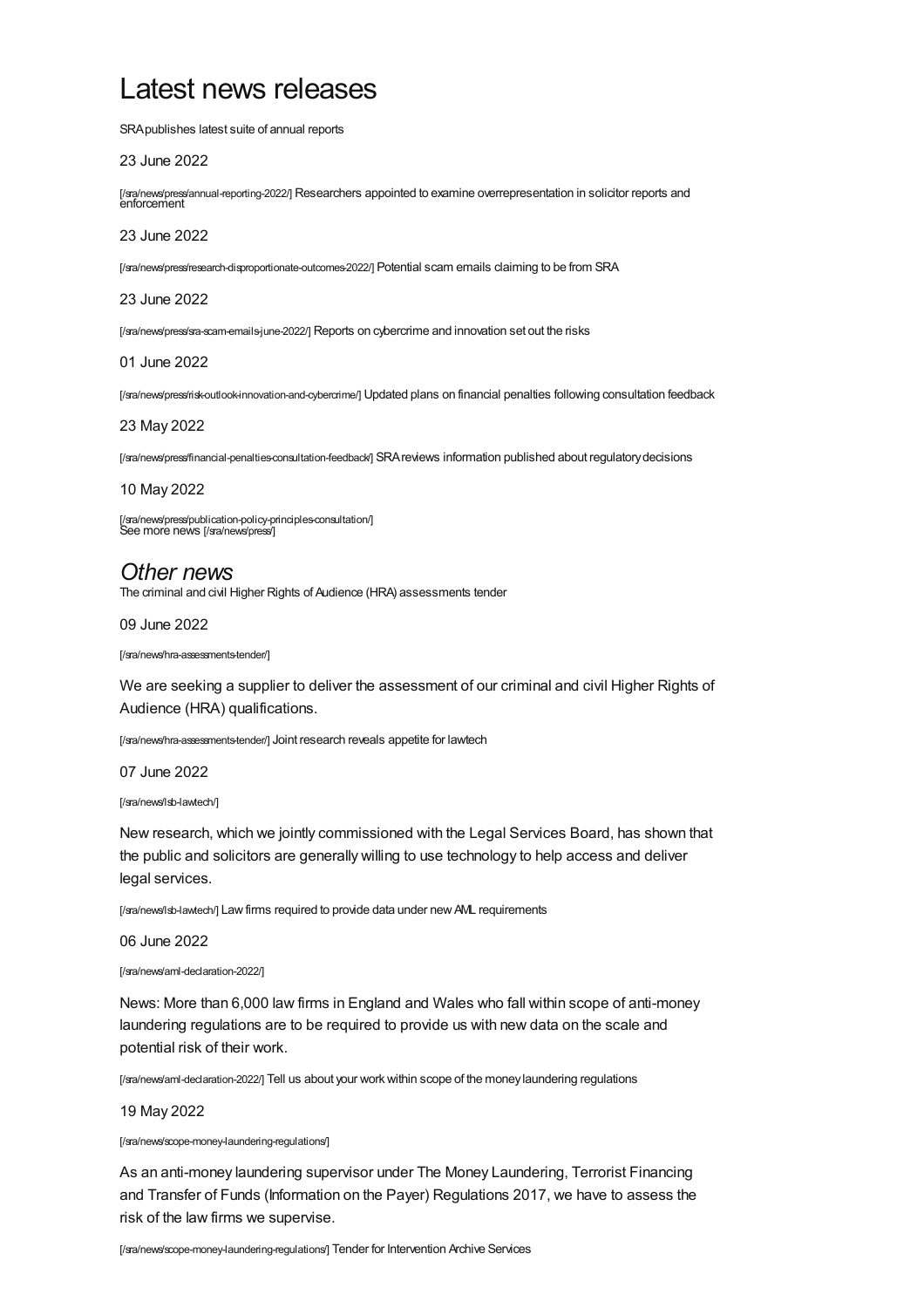# Latest news releases

SRA publishes latest suite of annual reports

23 June 2022

[/sra/news/press/annual-reporting-2022/] Researchers appointed to examine overrepresentation in solicitor reports and enforcement

23 June 2022

[/sra/news/press/research-disproportionate-outcomes-2022/] Potential scam emails claiming to be from SRA

23 June 2022

[/sra/news/press/sra-scam-emails-june-2022/] Reports on cybercrime and innovation set out the risks

01 June 2022

[/sra/news/press/risk-outlook-innovation-and-cybercrime/] Updated plans on financial penalties following consultation feedback

23 May 2022

[/sra/news/press/financial-penalties-consultation-feedback/] SRA reviews information published about regulatory decisions

10 May 2022

[/sra/news/press/publication-policy-principles-consultation/]
See more news [/sra/news/press/]

## *Other news*

The criminal and civil Higher Rights of Audience (HRA) assessments tender

09 June 2022

[/sra/news/hra-assessments-tender/]

We are seeking a supplier to deliver the assessment of our criminal and civil Higher Rights of Audience (HRA) qualifications.

[/sra/news/hra-assessments-tender/] Joint research reveals appetite for lawtech

07 June 2022

[/sra/news/lsb-lawtech/]

New research, which we jointly commissioned with the Legal Services Board, has shown that the public and solicitors are generally willing to use technology to help access and deliver legal services.

[/sra/news/lsb-lawtech/] Law firms required to provide data under new AML requirements

06 June 2022

[/sra/news/aml-declaration-2022/]

News: More than 6,000 law firms in England and Wales who fall within scope of anti-money laundering regulations are to be required to provide us with new data on the scale and potential risk of their work.

[/sra/news/aml-declaration-2022/] Tell us about your work within scope of the money laundering regulations

19 May 2022

[/sra/news/scope-money-laundering-regulations/]

As an anti-money laundering supervisor under The Money Laundering, Terrorist Financing and Transfer of Funds (Information on the Payer) Regulations 2017, we have to assess the risk of the law firms we supervise.

[/sra/news/scope-money-laundering-regulations/] Tender for Intervention Archive Services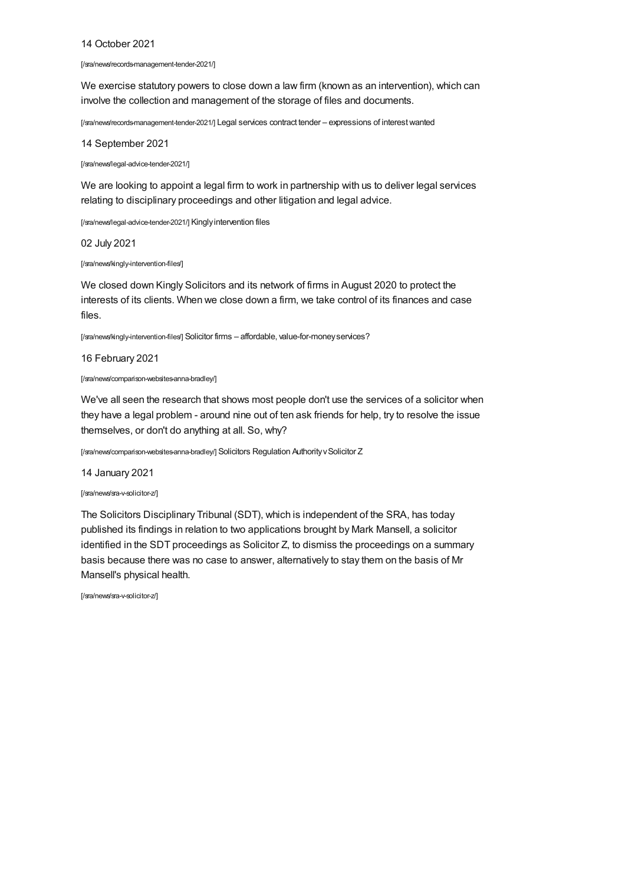14 October 2021

[/sra/news/records-management-tender-2021/]

We exercise statutory powers to close down a law firm (known as an intervention), which can involve the collection and management of the storage of files and documents.

[/sra/news/records-management-tender-2021/] Legal services contract tender – expressions of interest wanted

14 September 2021

[/sra/news/legal-advice-tender-2021/]

We are looking to appoint a legal firm to work in partnership with us to deliver legal services relating to disciplinary proceedings and other litigation and legal advice.

[/sra/news/legal-advice-tender-2021/] Kingly intervention files

02 July 2021

[/sra/news/kingly-intervention-files/]

We closed down Kingly Solicitors and its network of firms in August 2020 to protect the interests of its clients. When we close down a firm, we take control of its finances and case files.

[/sra/news/kingly-intervention-files/] Solicitor firms – affordable, value-for-money services?

16 February 2021

[/sra/news/comparison-websites-anna-bradley/]

We've all seen the research that shows most people don't use the services of a solicitor when they have a legal problem - around nine out of ten ask friends for help, try to resolve the issue themselves, or don't do anything at all. So, why?

[/sra/news/comparison-websites-anna-bradley/] Solicitors Regulation Authority v Solicitor Z

14 January 2021

[/sra/news/sra-v-solicitor-z/]

The Solicitors Disciplinary Tribunal (SDT), which is independent of the SRA, has today published its findings in relation to two applications brought by Mark Mansell, a solicitor identified in the SDT proceedings as Solicitor Z, to dismiss the proceedings on a summary basis because there was no case to answer, alternatively to stay them on the basis of Mr Mansell's physical health.

[/sra/news/sra-v-solicitor-z/]